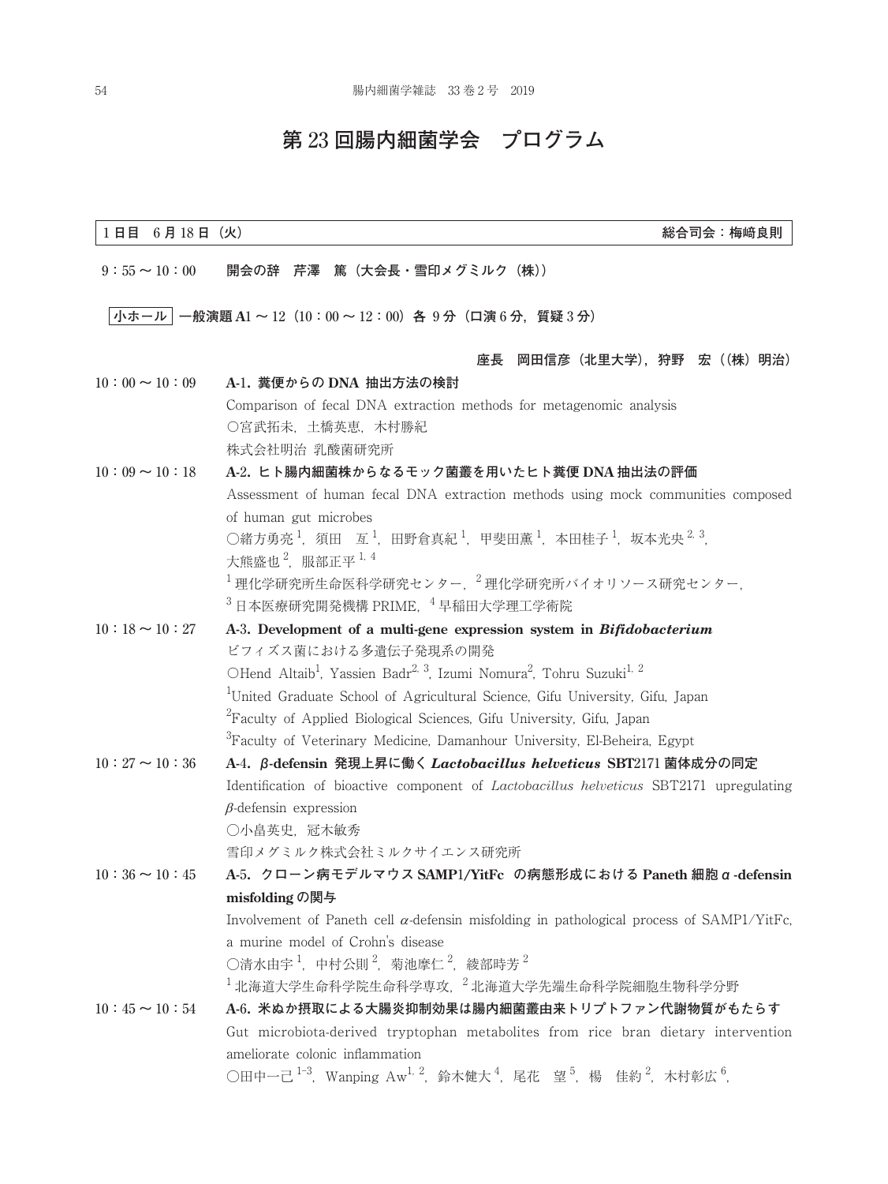# 第 23 回腸内細菌学会　プログラム

**1 日目　6 月 18 日（火）**　　　　　　　　　　　　　　　　　　　　　　　　　　　　**総合司会：梅﨑良則**

9：55 ～ 10：00　**開会の辞　芹澤　篤（大会長・雪印メグミルク（株））**

**小ホール　一般演題 A1 ～ 12（10：00 ～ 12：00）各 9 分（口演 6 分，質疑 3 分）**

**座長　岡田信彦（北里大学），狩野　宏（（株）明治）**

10：00 ～ 10：09　**A-1. 糞便からの DNA 抽出方法の検討**
Comparison of fecal DNA extraction methods for metagenomic analysis
○宮武拓未，土橋英恵，木村勝紀
株式会社明治 乳酸菌研究所

10：09 ～ 10：18　**A-2. ヒト腸内細菌株からなるモック菌叢を用いたヒト糞便 DNA 抽出法の評価**
Assessment of human fecal DNA extraction methods using mock communities composed of human gut microbes
○緒方勇亮[1]，須田　亙[1]，田野倉真紀[1]，甲斐田薫[1]，本田桂子[1]，坂本光央[2, 3]，大熊盛也[2]，服部正平[1, 4]
[1] 理化学研究所生命医科学研究センター，[2] 理化学研究所バイオリソース研究センター，
[3] 日本医療研究開発機構 PRIME，[4] 早稲田大学理工学術院

10：18 ～ 10：27　**A-3. Development of a multi-gene expression system in *Bifidobacterium***
ビフィズス菌における多遺伝子発現系の開発
○Hend Altaib[1], Yassien Badr[2, 3], Izumi Nomura[2], Tohru Suzuki[1, 2]
[1]United Graduate School of Agricultural Science, Gifu University, Gifu, Japan
[2]Faculty of Applied Biological Sciences, Gifu University, Gifu, Japan
[3]Faculty of Veterinary Medicine, Damanhour University, El-Beheira, Egypt

10：27 ～ 10：36　**A-4. β-defensin 発現上昇に働く *Lactobacillus helveticus* SBT2171 菌体成分の同定**
Identification of bioactive component of *Lactobacillus helveticus* SBT2171 upregulating β-defensin expression
○小畠英史，冠木敏秀
雪印メグミルク株式会社ミルクサイエンス研究所

10：36 ～ 10：45　**A-5. クローン病モデルマウス SAMP1/YitFc の病態形成における Paneth 細胞 α-defensin misfolding の関与**
Involvement of Paneth cell α-defensin misfolding in pathological process of SAMP1/YitFc, a murine model of Crohn's disease
○清水由宇[1]，中村公則[2]，菊池摩仁[2]，綾部時芳[2]
[1] 北海道大学生命科学院生命科学専攻，[2] 北海道大学先端生命科学院細胞生物科学分野

10：45 ～ 10：54　**A-6. 米ぬか摂取による大腸炎抑制効果は腸内細菌叢由来トリプトファン代謝物質がもたらす**
Gut microbiota-derived tryptophan metabolites from rice bran dietary intervention ameliorate colonic inflammation
○田中一己[1-3]，Wanping Aw[1, 2]，鈴木健大[4]，尾花　望[5]，楊　佳約[2]，木村彰広[6]，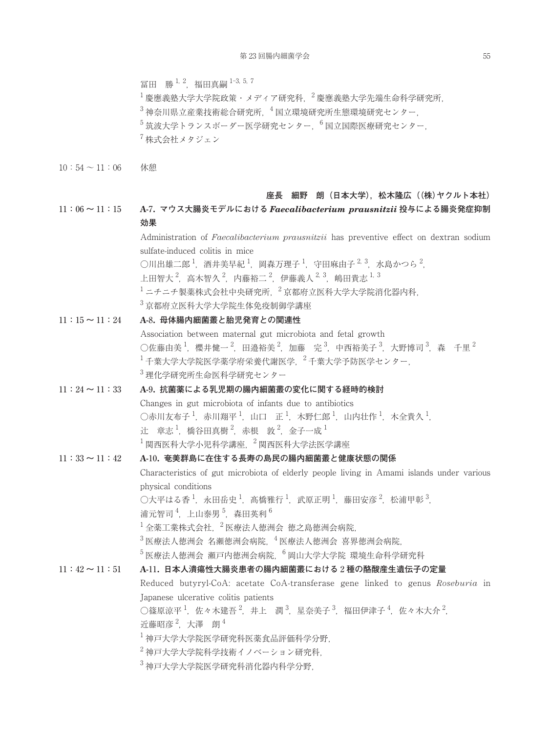冨田　勝[1,2]，福田真嗣[1-3,5,7]

[1]慶應義塾大学大学院政策・メディア研究科，[2]慶應義塾大学先端生命科学研究所，

[3]神奈川県立産業技術総合研究所，[4]国立環境研究所生態環境研究センター，

[5]筑波大学トランスボーダー医学研究センター，[6]国立国際医療研究センター，

[7]株式会社メタジェン

10：54 ～ 11：06　　休憩

**座長　細野　朗（日本大学），松木隆広（(株)ヤクルト本社）**

11：06 ～ 11：15　**A-7. マウス大腸炎モデルにおける *Faecalibacterium prausnitzii* 投与による腸炎発症抑制効果**

Administration of *Faecalibacterium prausnitzii* has preventive effect on dextran sodium sulfate-induced colitis in mice

○川出雄二郎[1]，酒井美早紀[1]，岡森万理子[1]，守田麻由子[2,3]，水島かつら[2]，上田智大[2]，高木智久[2]，内藤裕二[2]，伊藤義人[2,3]，嶋田貴志[1,3]

[1]ニチニチ製薬株式会社中央研究所，[2]京都府立医科大学大学院消化器内科，

[3]京都府立医科大学大学院生体免疫制御学講座

11：15 ～ 11：24　**A-8. 母体腸内細菌叢と胎児発育との関連性**

Association between maternal gut microbiota and fetal growth

○佐藤由美[1]，櫻井健一[2]，田邉裕美[2]，加藤　完[3]，中西裕美子[3]，大野博司[3]，森　千里[2]

[1]千葉大学大学院医学薬学府栄養代謝医学，[2]千葉大学予防医学センター，

[3]理化学研究所生命医科学研究センター

11：24 ～ 11：33　**A-9. 抗菌薬による乳児期の腸内細菌叢の変化に関する経時的検討**

Changes in gut microbiota of infants due to antibiotics

○赤川友布子[1]，赤川翔平[1]，山口　正[1]，木野仁郎[1]，山内壮作[1]，木全貴久[1]，辻　章志[1]，橋谷田真樹[2]，赤根　敦[2]，金子一成[1]

[1]関西医科大学小児科学講座，[2]関西医科大学法医学講座

11：33 ～ 11：42　**A-10. 奄美群島に在住する長寿の島民の腸内細菌叢と健康状態の関係**

Characteristics of gut microbiota of elderly people living in Amami islands under various physical conditions

○大平はる香[1]，永田岳史[1]，髙橋雅行[1]，武原正明[1]，藤田安彦[2]，松浦甲彰[3]，浦元智司[4]，上山泰男[5]，森田英利[6]

[1]全薬工業株式会社，[2]医療法人徳洲会 徳之島徳洲会病院，

[3]医療法人徳洲会 名瀬徳洲会病院，[4]医療法人徳洲会 喜界徳洲会病院，

[5]医療法人徳洲会 瀬戸内徳洲会病院，[6]岡山大学大学院 環境生命科学研究科

11：42 ～ 11：51　**A-11. 日本人潰瘍性大腸炎患者の腸内細菌叢における 2 種の酪酸産生遺伝子の定量**

Reduced butyryl-CoA: acetate CoA-transferase gene linked to genus *Roseburia* in Japanese ulcerative colitis patients

○篠原涼平[1]，佐々木建吾[2]，井上　潤[3]，星奈美子[3]，福田伊津子[4]，佐々木大介[2]，近藤昭彦[2]，大澤　朗[4]

[1]神戸大学大学院医学研究科医薬食品評価科学分野，

[2]神戸大学大学院科学技術イノベーション研究科，

[3]神戸大学大学院医学研究科消化器内科学分野，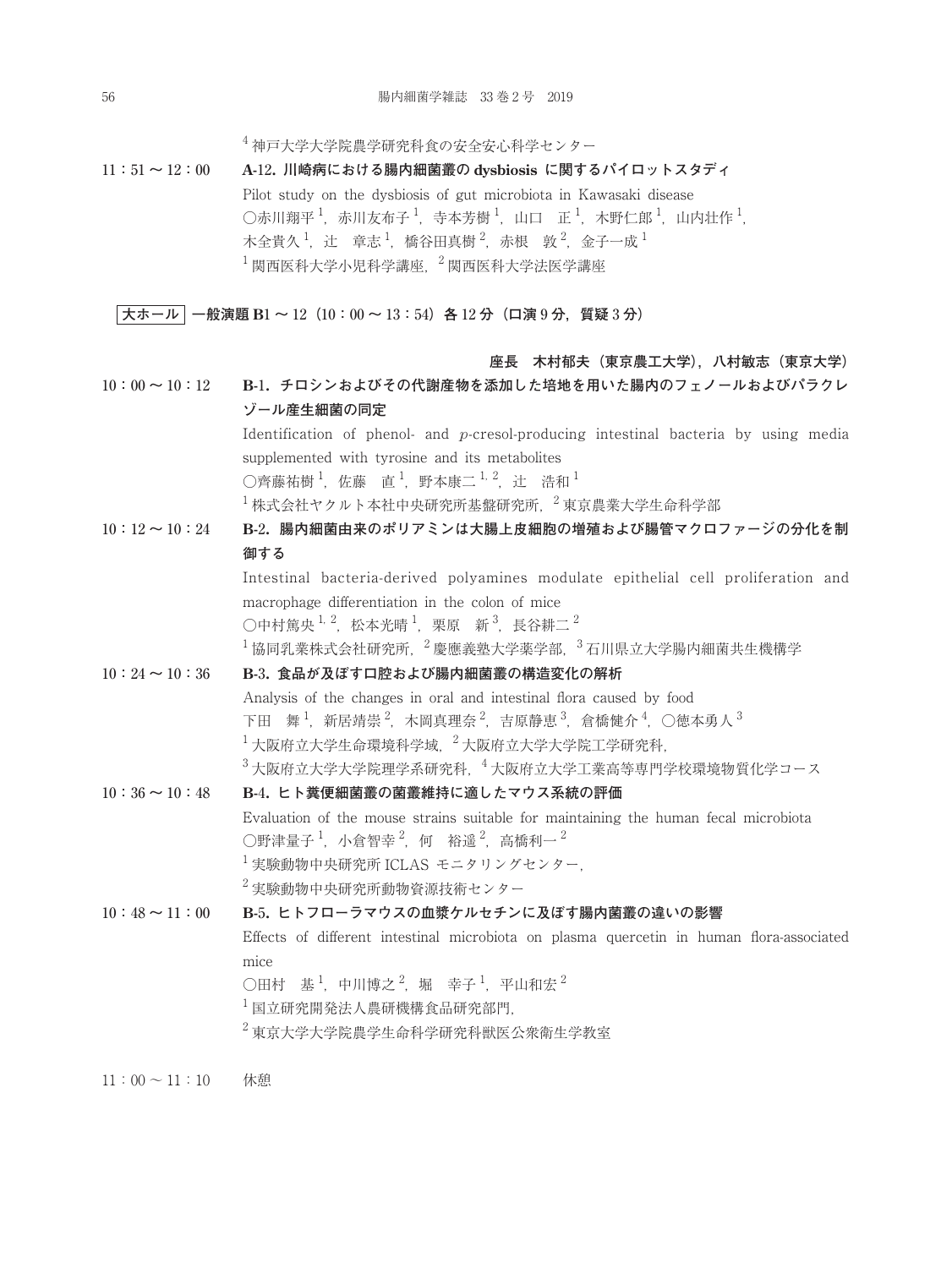[4] 神戸大学大学院農学研究科食の安全安心科学センター

11：51 ～ 12：00　**A-12. 川崎病における腸内細菌叢の dysbiosis に関するパイロットスタディ**

Pilot study on the dysbiosis of gut microbiota in Kawasaki disease

○赤川翔平[1]，赤川友布子[1]，寺本芳樹[1]，山口　正[1]，木野仁郎[1]，山内壮作[1]，木全貴久[1]，辻　章志[1]，橋谷田真樹[2]，赤根　敦[2]，金子一成[1]

[1] 関西医科大学小児科学講座，[2] 関西医科大学法医学講座

**大ホール　一般演題 B1 ～ 12（10：00 ～ 13：54）各 12 分（口演 9 分，質疑 3 分）**

**座長　木村郁夫（東京農工大学），八村敏志（東京大学）**

10：00 ～ 10：12　**B-1. チロシンおよびその代謝産物を添加した培地を用いた腸内のフェノールおよびパラクレゾール産生細菌の同定**

Identification of phenol- and *p*-cresol-producing intestinal bacteria by using media supplemented with tyrosine and its metabolites

○齊藤祐樹[1]，佐藤　直[1]，野本康二[1,2]，辻　浩和[1]

[1] 株式会社ヤクルト本社中央研究所基盤研究所，[2] 東京農業大学生命科学部

10：12 ～ 10：24　**B-2. 腸内細菌由来のポリアミンは大腸上皮細胞の増殖および腸管マクロファージの分化を制御する**

Intestinal bacteria-derived polyamines modulate epithelial cell proliferation and macrophage differentiation in the colon of mice

○中村篤央[1,2]，松本光晴[1]，栗原　新[3]，長谷耕二[2]

[1] 協同乳業株式会社研究所，[2] 慶應義塾大学薬学部，[3] 石川県立大学腸内細菌共生機構学

10：24 ～ 10：36　**B-3. 食品が及ぼす口腔および腸内細菌叢の構造変化の解析**

Analysis of the changes in oral and intestinal flora caused by food

下田　舞[1]，新居靖崇[2]，木岡真理奈[2]，吉原静恵[3]，倉橋健介[4]，○徳本勇人[3]

[1] 大阪府立大学生命環境科学域，[2] 大阪府立大学大学院工学研究科，

[3] 大阪府立大学大学院理学系研究科，[4] 大阪府立大学工業高等専門学校環境物質化学コース

10：36 ～ 10：48　**B-4. ヒト糞便細菌叢の菌叢維持に適したマウス系統の評価**

Evaluation of the mouse strains suitable for maintaining the human fecal microbiota

○野津量子[1]，小倉智幸[2]，何　裕遥[2]，高橋利一[2]

[1] 実験動物中央研究所 ICLAS モニタリングセンター，

[2] 実験動物中央研究所動物資源技術センター

10：48 ～ 11：00　**B-5. ヒトフローラマウスの血漿ケルセチンに及ぼす腸内菌叢の違いの影響**

Effects of different intestinal microbiota on plasma quercetin in human flora-associated mice

○田村　基[1]，中川博之[2]，堀　幸子[1]，平山和宏[2]

[1] 国立研究開発法人農研機構食品研究部門，

[2] 東京大学大学院農学生命科学研究科獣医公衆衛生学教室

11：00 ～ 11：10　休憩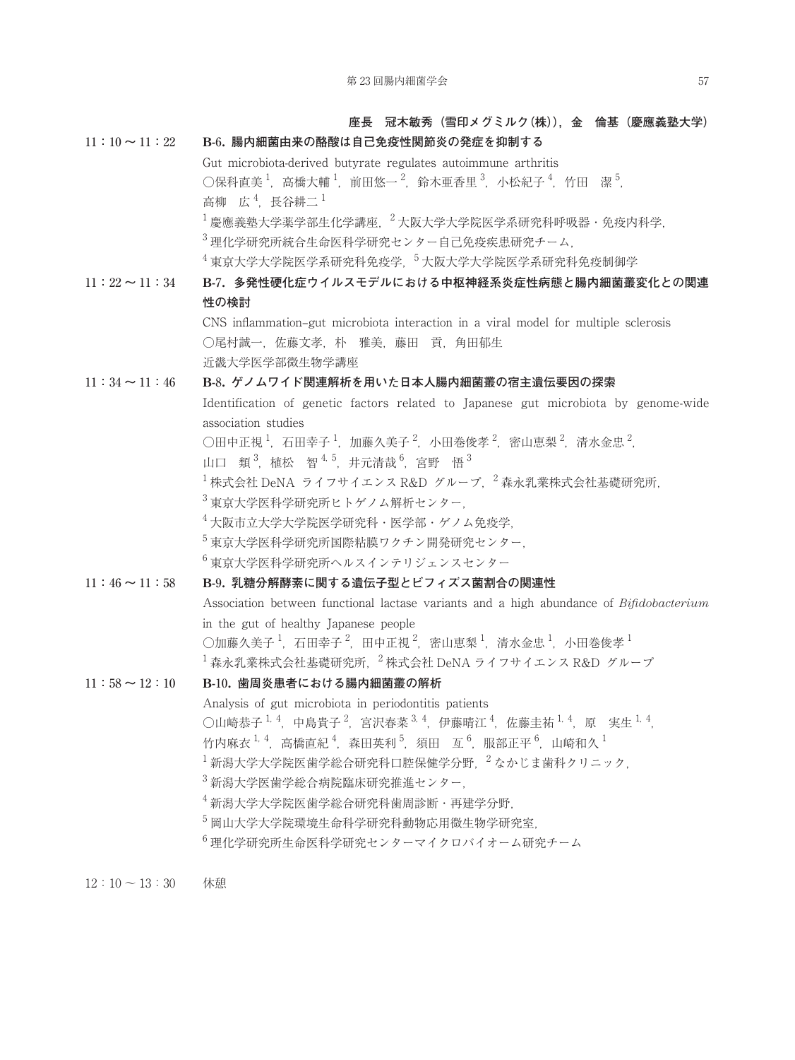**座長　冠木敏秀（雪印メグミルク(株)），金　倫基（慶應義塾大学）**

11：10 ～ 11：22

**B-6. 腸内細菌由来の酪酸は自己免疫性関節炎の発症を抑制する**

Gut microbiota-derived butyrate regulates autoimmune arthritis

○保科直美[1]，高橋大輔[1]，前田悠一[2]，鈴木亜香里[3]，小松紀子[4]，竹田　潔[5]，高柳　広[4]，長谷耕二[1]

[1]慶應義塾大学薬学部生化学講座，[2]大阪大学大学院医学系研究科呼吸器・免疫内科学，[3]理化学研究所統合生命医科学研究センター自己免疫疾患研究チーム，[4]東京大学大学院医学系研究科免疫学，[5]大阪大学大学院医学系研究科免疫制御学

11：22 ～ 11：34

**B-7. 多発性硬化症ウイルスモデルにおける中枢神経系炎症性病態と腸内細菌叢変化との関連性の検討**

CNS inflammation–gut microbiota interaction in a viral model for multiple sclerosis

○尾村誠一，佐藤文孝，朴　雅美，藤田　貢，角田郁生

近畿大学医学部微生物学講座

11：34 ～ 11：46

**B-8. ゲノムワイド関連解析を用いた日本人腸内細菌叢の宿主遺伝要因の探索**

Identification of genetic factors related to Japanese gut microbiota by genome-wide association studies

○田中正視[1]，石田幸子[1]，加藤久美子[2]，小田巻俊孝[2]，密山恵梨[2]，清水金忠[2]，山口　類[3]，植松　智[4, 5]，井元清哉[6]，宮野　悟[3]

[1]株式会社 DeNA ライフサイエンス R&D グループ，[2]森永乳業株式会社基礎研究所，[3]東京大学医科学研究所ヒトゲノム解析センター，[4]大阪市立大学大学院医学研究科・医学部・ゲノム免疫学，[5]東京大学医科学研究所国際粘膜ワクチン開発研究センター，[6]東京大学医科学研究所ヘルスインテリジェンスセンター

11：46 ～ 11：58

**B-9. 乳糖分解酵素に関する遺伝子型とビフィズス菌割合の関連性**

Association between functional lactase variants and a high abundance of *Bifidobacterium* in the gut of healthy Japanese people

○加藤久美子[1]，石田幸子[2]，田中正視[2]，密山恵梨[1]，清水金忠[1]，小田巻俊孝[1]

[1]森永乳業株式会社基礎研究所，[2]株式会社 DeNA ライフサイエンス R&D グループ

11：58 ～ 12：10

**B-10. 歯周炎患者における腸内細菌叢の解析**

Analysis of gut microbiota in periodontitis patients

○山崎恭子[1, 4]，中島貴子[2]，宮沢春菜[3, 4]，伊藤晴江[4]，佐藤圭祐[1, 4]，原　実生[1, 4]，竹内麻衣[1, 4]，高橋直紀[4]，森田英利[5]，須田　亙[6]，服部正平[6]，山崎和久[1]

[1]新潟大学大学院医歯学総合研究科口腔保健学分野，[2]なかじま歯科クリニック，[3]新潟大学医歯学総合病院臨床研究推進センター，[4]新潟大学大学院医歯学総合研究科歯周診断・再建学分野，[5]岡山大学大学院環境生命科学研究科動物応用微生物学研究室，[6]理化学研究所生命医科学研究センターマイクロバイオーム研究チーム

12：10 ～ 13：30　休憩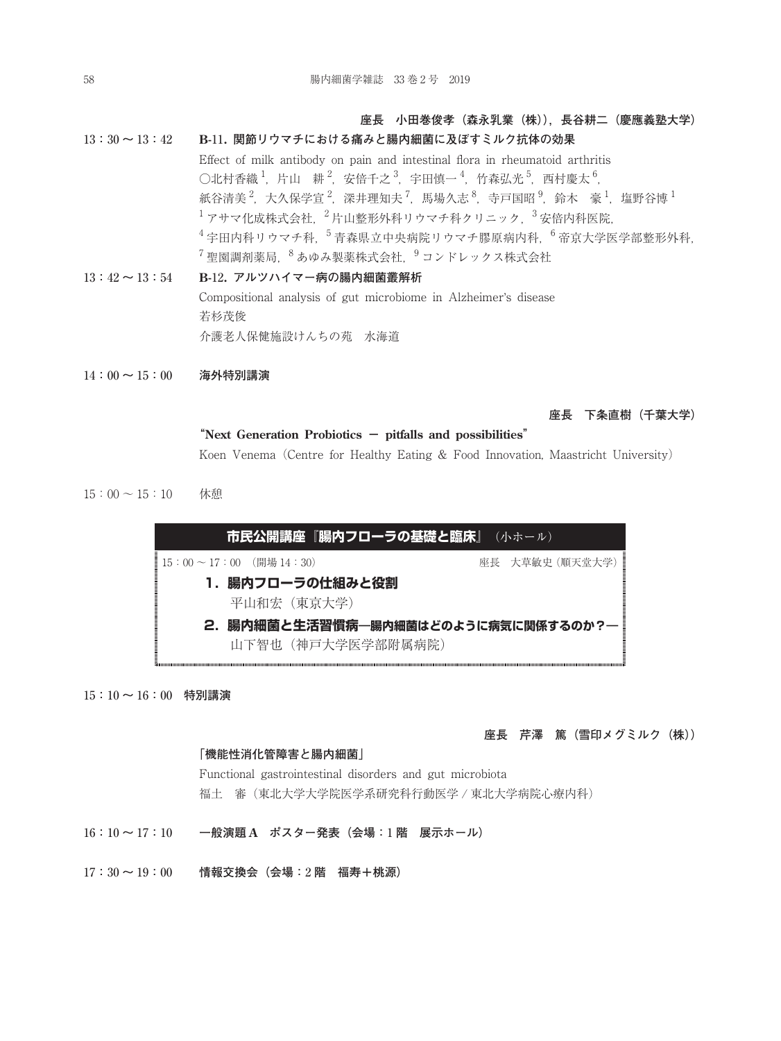**座長　小田巻俊孝（森永乳業（株）），長谷耕二（慶應義塾大学）**

13：30 〜 13：42　**B-11. 関節リウマチにおける痛みと腸内細菌に及ぼすミルク抗体の効果**

Effect of milk antibody on pain and intestinal flora in rheumatoid arthritis

○北村香織[1]，片山　耕[2]，安倍千之[3]，宇田慎一[4]，竹森弘光[5]，西村慶太[6]，紙谷清美[2]，大久保学宣[2]，深井理知夫[7]，馬場久志[8]，寺戸国昭[9]，鈴木　豪[1]，塩野谷博[1]

[1]アサマ化成株式会社，[2]片山整形外科リウマチ科クリニック，[3]安倍内科医院，[4]宇田内科リウマチ科，[5]青森県立中央病院リウマチ膠原病内科，[6]帝京大学医学部整形外科，[7]聖園調剤薬局，[8]あゆみ製薬株式会社，[9]コンドレックス株式会社

13：42 〜 13：54　**B-12. アルツハイマー病の腸内細菌叢解析**

Compositional analysis of gut microbiome in Alzheimer's disease

若杉茂俊

介護老人保健施設けんちの苑　水海道

14：00 〜 15：00　**海外特別講演**

**座長　下条直樹（千葉大学）**

**"Next Generation Probiotics − pitfalls and possibilities"**

Koen Venema（Centre for Healthy Eating & Food Innovation, Maastricht University）

15：00 〜 15：10　休憩

**市民公開講座『腸内フローラの基礎と臨床』**（小ホール）

15：00 〜 17：00　（開場 14：30）　座長　大草敏史（順天堂大学）

**1．腸内フローラの仕組みと役割**

平山和宏（東京大学）

**2．腸内細菌と生活習慣病─腸内細菌はどのように病気に関係するのか？─**

山下智也（神戸大学医学部附属病院）

15：10 〜 16：00　**特別講演**

**座長　芹澤　篤（雪印メグミルク（株））**

**「機能性消化管障害と腸内細菌」**

Functional gastrointestinal disorders and gut microbiota

福土　審（東北大学大学院医学系研究科行動医学 / 東北大学病院心療内科）

16：10 〜 17：10　**一般演題 A　ポスター発表（会場：1 階　展示ホール）**

17：30 〜 19：00　**情報交換会（会場：2 階　福寿＋桃源）**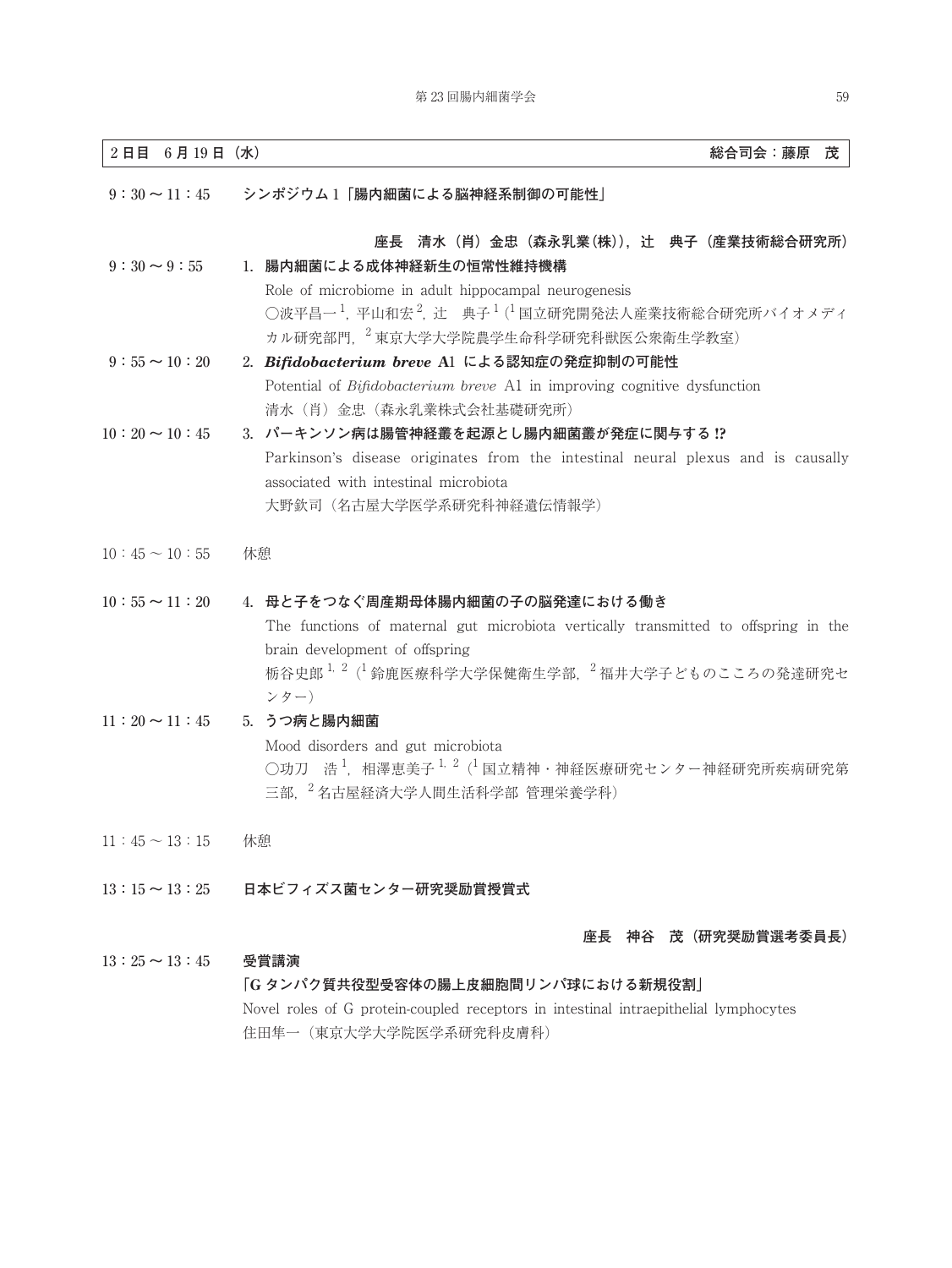**2 日目　6 月 19 日（水）　　　　総合司会：藤原　茂**

9：30 ～ 11：45　**シンポジウム 1「腸内細菌による脳神経系制御の可能性」**

**座長　清水（肖）金忠（森永乳業(株)），辻　典子（産業技術総合研究所）**

9：30 ～ 9：55　**1. 腸内細菌による成体神経新生の恒常性維持機構**

Role of microbiome in adult hippocampal neurogenesis

○波平昌一[1]，平山和宏[2]，辻　典子[1]（[1]国立研究開発法人産業技術総合研究所バイオメディカル研究部門，[2]東京大学大学院農学生命科学研究科獣医公衆衛生学教室）

9：55 ～ 10：20　**2. *Bifidobacterium breve* A1 による認知症の発症抑制の可能性**

Potential of *Bifidobacterium breve* A1 in improving cognitive dysfunction

清水（肖）金忠（森永乳業株式会社基礎研究所）

10：20 ～ 10：45　**3. パーキンソン病は腸管神経叢を起源とし腸内細菌叢が発症に関与する !?**

Parkinson's disease originates from the intestinal neural plexus and is causally associated with intestinal microbiota

大野欽司（名古屋大学医学系研究科神経遺伝情報学）

10：45 ～ 10：55　休憩

10：55 ～ 11：20　**4. 母と子をつなぐ周産期母体腸内細菌の子の脳発達における働き**

The functions of maternal gut microbiota vertically transmitted to offspring in the brain development of offspring

栃谷史郎[1, 2]（[1]鈴鹿医療科学大学保健衛生学部，[2]福井大学子どものこころの発達研究センター）

11：20 ～ 11：45　**5. うつ病と腸内細菌**

Mood disorders and gut microbiota

○功刀　浩[1]，相澤恵美子[1, 2]（[1]国立精神・神経医療研究センター神経研究所疾病研究第三部，[2]名古屋経済大学人間生活科学部 管理栄養学科）

11：45 ～ 13：15　休憩

13：15 ～ 13：25　**日本ビフィズス菌センター研究奨励賞授賞式**

**座長　神谷　茂（研究奨励賞選考委員長）**

13：25 ～ 13：45　**受賞講演**

**「G タンパク質共役型受容体の腸上皮細胞間リンパ球における新規役割」**

Novel roles of G protein-coupled receptors in intestinal intraepithelial lymphocytes

住田隼一（東京大学大学院医学系研究科皮膚科）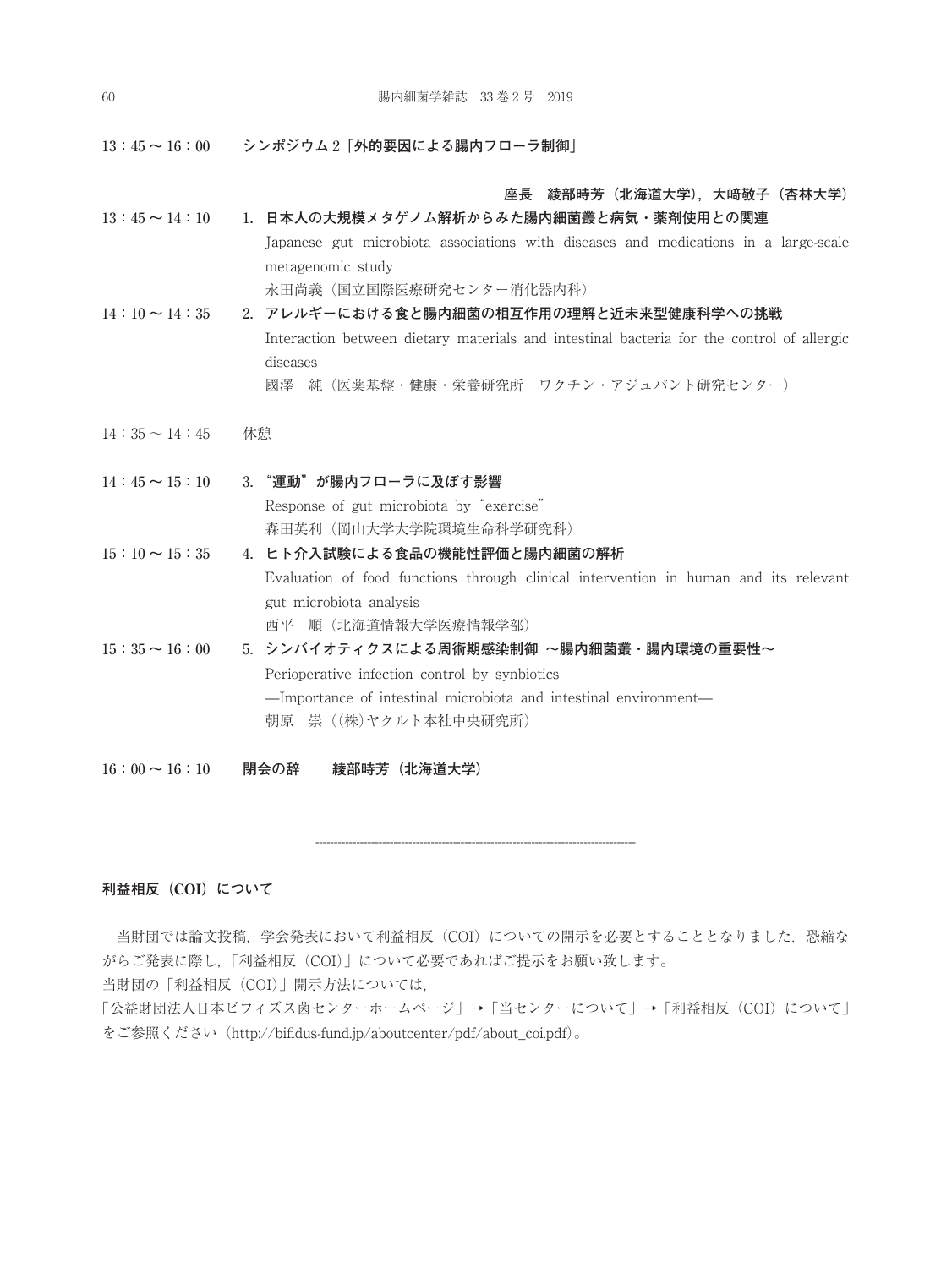**13：45 ～ 16：00　シンポジウム 2「外的要因による腸内フローラ制御」**

**座長　綾部時芳（北海道大学），大﨑敬子（杏林大学）**

13：45 ～ 14：10　**1. 日本人の大規模メタゲノム解析からみた腸内細菌叢と病気・薬剤使用との関連**

Japanese gut microbiota associations with diseases and medications in a large-scale metagenomic study

永田尚義（国立国際医療研究センター消化器内科）

14：10 ～ 14：35　**2. アレルギーにおける食と腸内細菌の相互作用の理解と近未来型健康科学への挑戦**

Interaction between dietary materials and intestinal bacteria for the control of allergic diseases

國澤　純（医薬基盤・健康・栄養研究所　ワクチン・アジュバント研究センター）

14：35 ～ 14：45　休憩

14：45 ～ 15：10　**3. "運動" が腸内フローラに及ぼす影響**

Response of gut microbiota by "exercise"

森田英利（岡山大学大学院環境生命科学研究科）

15：10 ～ 15：35　**4. ヒト介入試験による食品の機能性評価と腸内細菌の解析**

Evaluation of food functions through clinical intervention in human and its relevant gut microbiota analysis

西平　順（北海道情報大学医療情報学部）

15：35 ～ 16：00　**5. シンバイオティクスによる周術期感染制御 ～腸内細菌叢・腸内環境の重要性～**

Perioperative infection control by synbiotics

—Importance of intestinal microbiota and intestinal environment—

朝原　崇（(株)ヤクルト本社中央研究所）

**16：00 ～ 16：10　閉会の辞　　綾部時芳（北海道大学）**

---

**利益相反（COI）について**

当財団では論文投稿，学会発表において利益相反（COI）についての開示を必要とすることとなりました．恐縮ながらご発表に際し，「利益相反（COI）」について必要であればご提示をお願い致します。

当財団の「利益相反（COI）」開示方法については，

「公益財団法人日本ビフィズス菌センターホームページ」→「当センターについて」→「利益相反（COI）について」をご参照ください（http://bifidus-fund.jp/aboutcenter/pdf/about_coi.pdf）。